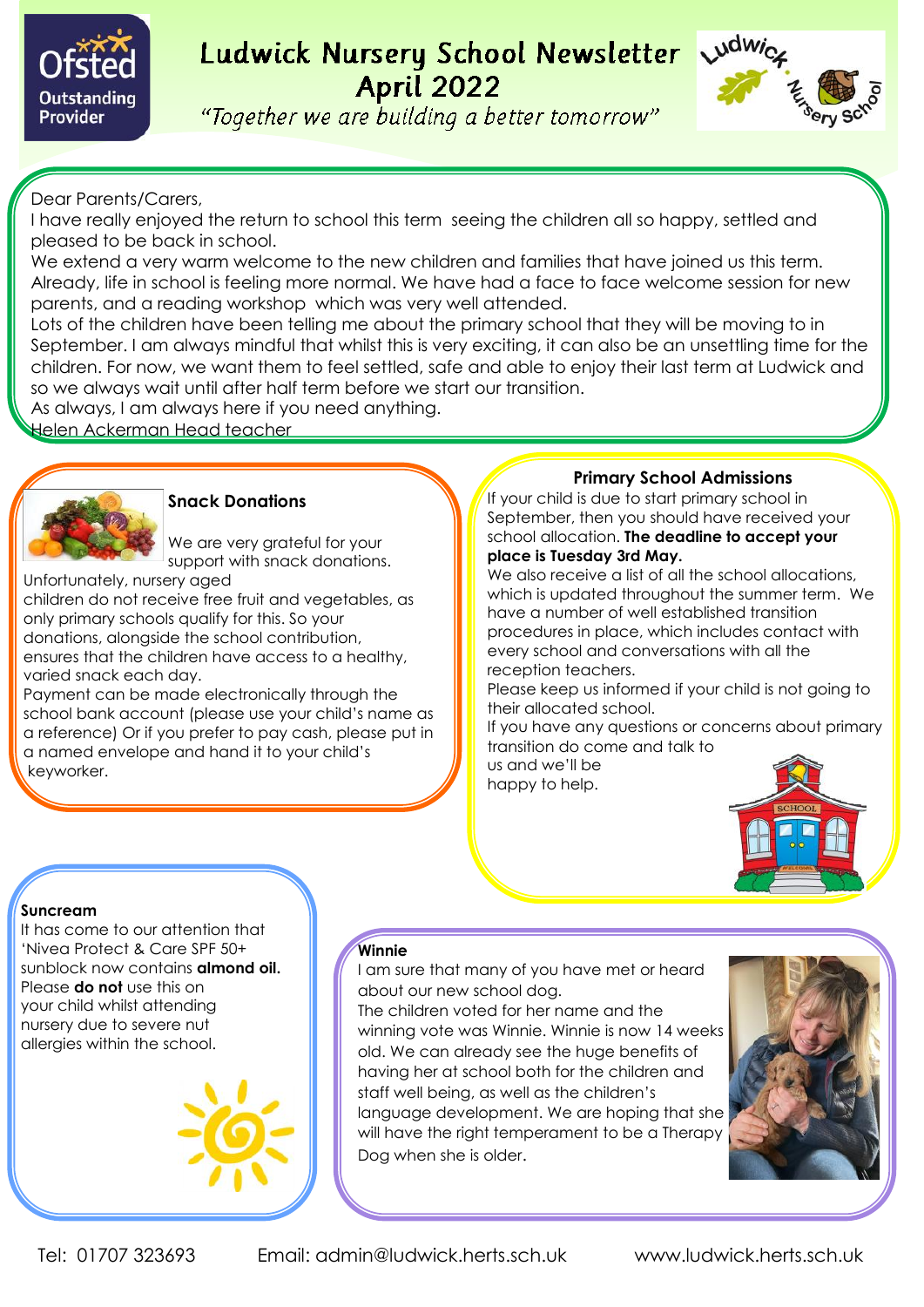# Ludwick Nursery School Newsletter April 2022

*"Together we are building a better tomorrow"*

Ofsted Outstanding Provider

Dear Parents/Carers,

I have really enjoyed the return to school this term seeing the children all so happy, settled and pleased to be back in school.

We extend a very warm welcome to the new children and families that have joined us this term. Already, life in school is feeling more normal. We have had a face to face welcome session for new parents, and a reading workshop which was very well attended.

Lots of the children have been telling me about the primary school that they will be moving to in September. I am always mindful that whilst this is very exciting, it can also be an unsettling time for the children. For now, we want them to feel settled, safe and able to enjoy their last term at Ludwick and so we always wait until after half term before we start our transition.

As always, I am always here if you need anything.

Helen Ackerman Head teacher

## Snack Donations

We are very grateful for your support with snack donations. Unfortunately, nursery aged children do not receive free fruit and vegetables, as only primary schools qualify for this. So your donations, alongside the school contribution, ensures that the children have access to a healthy, varied snack each day.

Payment can be made electronically through the school bank account (please use your child's name as a reference) Or if you prefer to pay cash, please put in a named envelope and hand it to your child's keyworker.

## Primary School Admissions

If your child is due to start primary school in September, then you should have received your school allocation. **The deadline to accept your place is Tuesday 3rd May.**

We also receive a list of all the school allocations, which is updated throughout the summer term. We have a number of well established transition procedures in place, which includes contact with every school and conversations with all the reception teachers.

Please keep us informed if your child is not going to their allocated school.

If you have any questions or concerns about primary transition do come and talk to us and we'll be happy to help.

## Suncream

It has come to our attention that 'Nivea Protect & Care SPF 50+ sunblock now contains **almond oil.** Please **do not** use this on your child whilst attending nursery due to severe nut allergies within the school.

## Winnie

I am sure that many of you have met or heard about our new school dog.

The children voted for her name and the winning vote was Winnie. Winnie is now 14 weeks old. We can already see the huge benefits of having her at school both for the children and staff well being, as well as the children's language development. We are hoping that she will have the right temperament to be a Therapy Dog when she is older.

Tel: 01707 323693 Email: admin@ludwick.herts.sch.uk www.ludwick.herts.sch.uk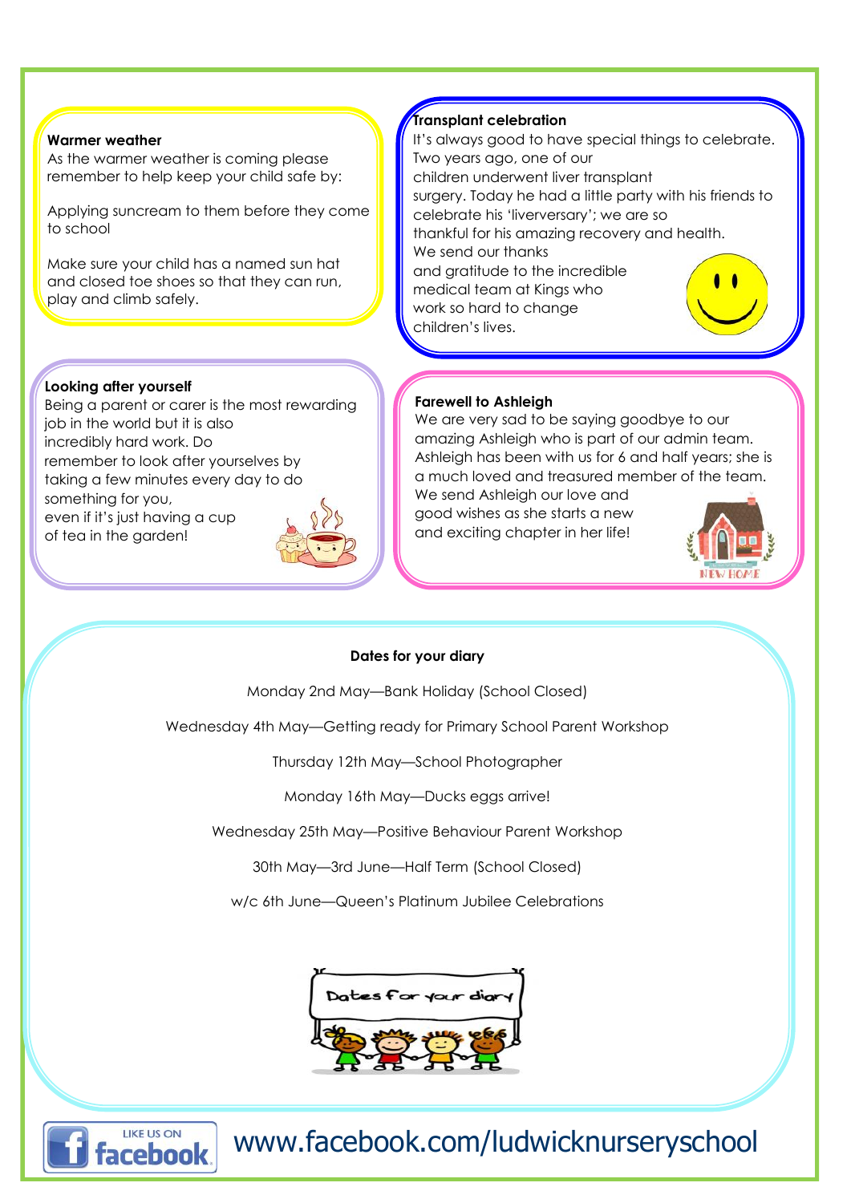### Warmer weather

As the warmer weather is coming please remember to help keep your child safe by:

Applying suncream to them before they come to school

Make sure your child has a named sun hat and closed toe shoes so that they can run, play and climb safely.

### Transplant celebration

It's always good to have special things to celebrate. Two years ago, one of our children underwent liver transplant surgery. Today he had a little party with his friends to celebrate his 'liverversary'; we are so thankful for his amazing recovery and health. We send our thanks and gratitude to the incredible medical team at Kings who work so hard to change children's lives.

### Looking after yourself

Being a parent or carer is the most rewarding job in the world but it is also incredibly hard work. Do remember to look after yourselves by taking a few minutes every day to do something for you, even if it's just having a cup of tea in the garden!

### Farewell to Ashleigh

We are very sad to be saying goodbye to our amazing Ashleigh who is part of our admin team. Ashleigh has been with us for 6 and half years; she is a much loved and treasured member of the team. We send Ashleigh our love and good wishes as she starts a new and exciting chapter in her life!

### Dates for your diary

Monday 2nd May—Bank Holiday (School Closed)

Wednesday 4th May—Getting ready for Primary School Parent Workshop

Thursday 12th May—School Photographer

Monday 16th May—Ducks eggs arrive!

Wednesday 25th May—Positive Behaviour Parent Workshop

30th May—3rd June—Half Term (School Closed)

w/c 6th June—Queen's Platinum Jubilee Celebrations

LIKE US ON facebook

www.facebook.com/ludwicknurseryschool